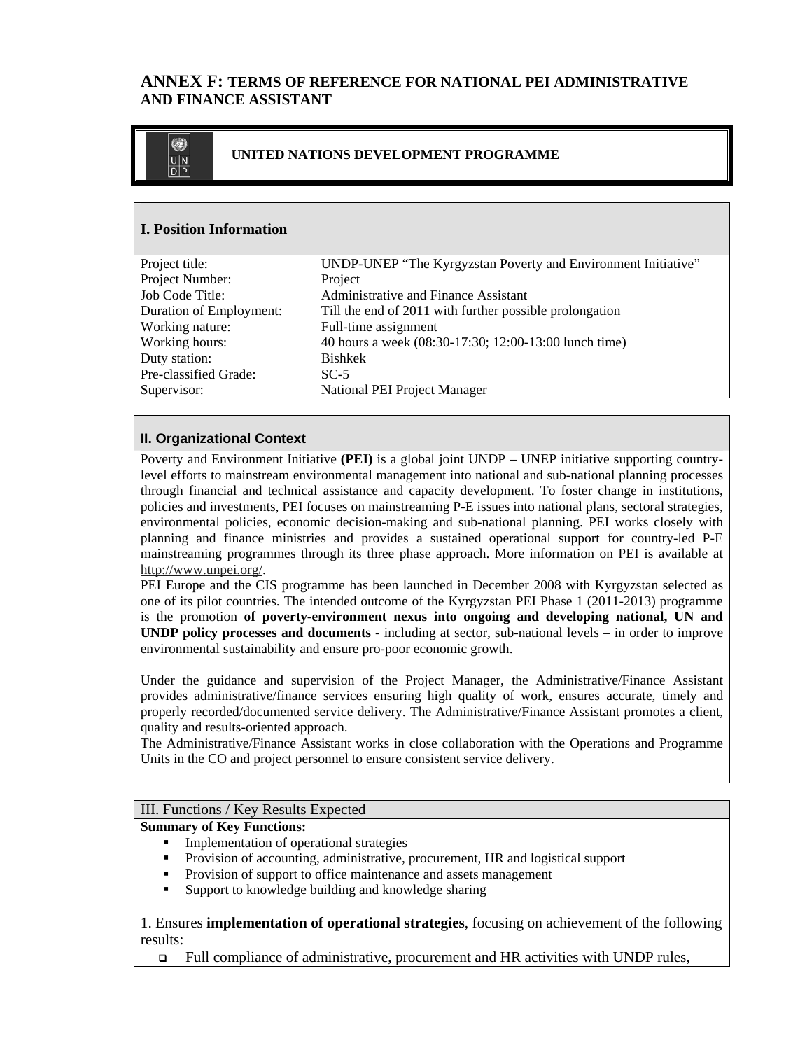## ANNEX F: TERMS OF REFERENCE FOR NATIONAL PEI ADMINISTRATIVE AND FINANCE ASSISTANT

**UNITED NATIONS DEVELOPMENT PROGRAMME**

### I. Position Information

| | |
|---|---|
| Project title: | UNDP-UNEP "The Kyrgyzstan Poverty and Environment Initiative" |
| Project Number: | Project |
| Job Code Title: | Administrative and Finance Assistant |
| Duration of Employment: | Till the end of 2011 with further possible prolongation |
| Working nature: | Full-time assignment |
| Working hours: | 40 hours a week (08:30-17:30; 12:00-13:00 lunch time) |
| Duty station: | Bishkek |
| Pre-classified Grade: | SC-5 |
| Supervisor: | National PEI Project Manager |

### II. Organizational Context

Poverty and Environment Initiative **(PEI)** is a global joint UNDP – UNEP initiative supporting country-level efforts to mainstream environmental management into national and sub-national planning processes through financial and technical assistance and capacity development. To foster change in institutions, policies and investments, PEI focuses on mainstreaming P-E issues into national plans, sectoral strategies, environmental policies, economic decision-making and sub-national planning. PEI works closely with planning and finance ministries and provides a sustained operational support for country-led P-E mainstreaming programmes through its three phase approach. More information on PEI is available at http://www.unpei.org/.

PEI Europe and the CIS programme has been launched in December 2008 with Kyrgyzstan selected as one of its pilot countries. The intended outcome of the Kyrgyzstan PEI Phase 1 (2011-2013) programme is the promotion **of poverty-environment nexus into ongoing and developing national, UN and UNDP policy processes and documents** - including at sector, sub-national levels – in order to improve environmental sustainability and ensure pro-poor economic growth.

Under the guidance and supervision of the Project Manager, the Administrative/Finance Assistant provides administrative/finance services ensuring high quality of work, ensures accurate, timely and properly recorded/documented service delivery. The Administrative/Finance Assistant promotes a client, quality and results-oriented approach.

The Administrative/Finance Assistant works in close collaboration with the Operations and Programme Units in the CO and project personnel to ensure consistent service delivery.

### III. Functions / Key Results Expected

**Summary of Key Functions:**

- Implementation of operational strategies
- Provision of accounting, administrative, procurement, HR and logistical support
- Provision of support to office maintenance and assets management
- Support to knowledge building and knowledge sharing

1. Ensures **implementation of operational strategies**, focusing on achievement of the following results:

- Full compliance of administrative, procurement and HR activities with UNDP rules,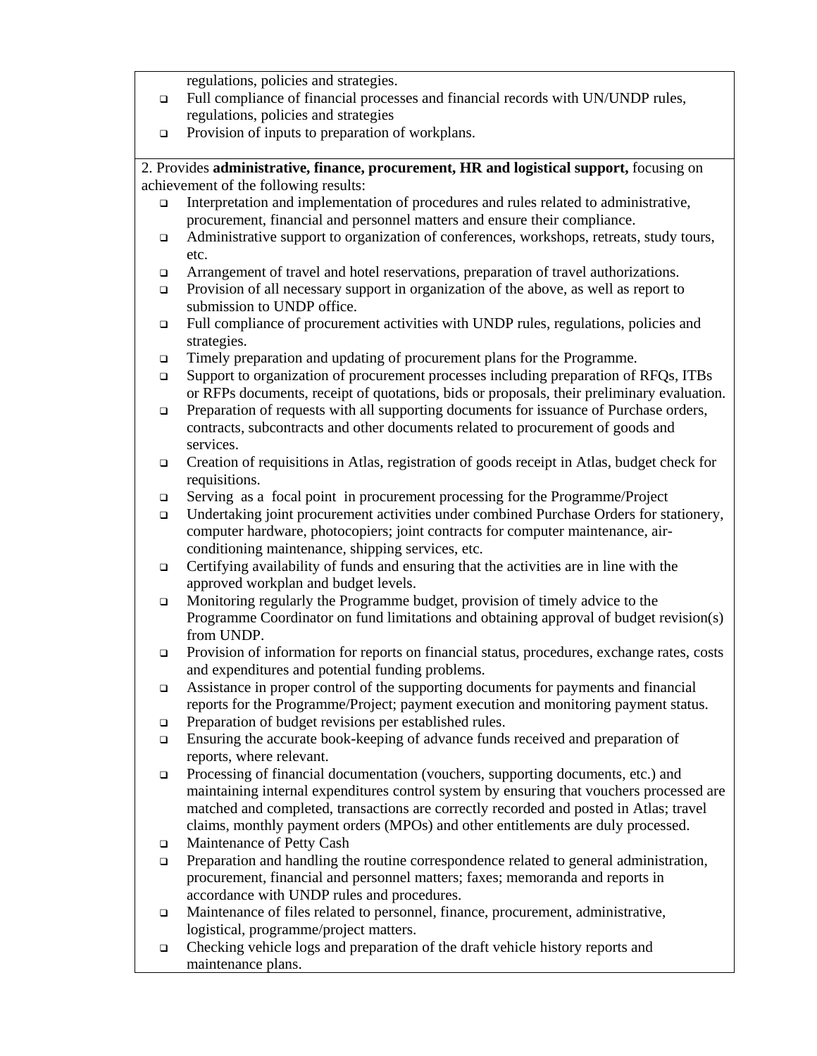regulations, policies and strategies.

- Full compliance of financial processes and financial records with UN/UNDP rules, regulations, policies and strategies
- Provision of inputs to preparation of workplans.

2. Provides **administrative, finance, procurement, HR and logistical support,** focusing on achievement of the following results:

- Interpretation and implementation of procedures and rules related to administrative, procurement, financial and personnel matters and ensure their compliance.
- Administrative support to organization of conferences, workshops, retreats, study tours, etc.
- Arrangement of travel and hotel reservations, preparation of travel authorizations.
- Provision of all necessary support in organization of the above, as well as report to submission to UNDP office.
- Full compliance of procurement activities with UNDP rules, regulations, policies and strategies.
- Timely preparation and updating of procurement plans for the Programme.
- Support to organization of procurement processes including preparation of RFQs, ITBs or RFPs documents, receipt of quotations, bids or proposals, their preliminary evaluation.
- Preparation of requests with all supporting documents for issuance of Purchase orders, contracts, subcontracts and other documents related to procurement of goods and services.
- Creation of requisitions in Atlas, registration of goods receipt in Atlas, budget check for requisitions.
- Serving as a focal point in procurement processing for the Programme/Project
- Undertaking joint procurement activities under combined Purchase Orders for stationery, computer hardware, photocopiers; joint contracts for computer maintenance, air-conditioning maintenance, shipping services, etc.
- Certifying availability of funds and ensuring that the activities are in line with the approved workplan and budget levels.
- Monitoring regularly the Programme budget, provision of timely advice to the Programme Coordinator on fund limitations and obtaining approval of budget revision(s) from UNDP.
- Provision of information for reports on financial status, procedures, exchange rates, costs and expenditures and potential funding problems.
- Assistance in proper control of the supporting documents for payments and financial reports for the Programme/Project; payment execution and monitoring payment status.
- Preparation of budget revisions per established rules.
- Ensuring the accurate book-keeping of advance funds received and preparation of reports, where relevant.
- Processing of financial documentation (vouchers, supporting documents, etc.) and maintaining internal expenditures control system by ensuring that vouchers processed are matched and completed, transactions are correctly recorded and posted in Atlas; travel claims, monthly payment orders (MPOs) and other entitlements are duly processed.
- Maintenance of Petty Cash
- Preparation and handling the routine correspondence related to general administration, procurement, financial and personnel matters; faxes; memoranda and reports in accordance with UNDP rules and procedures.
- Maintenance of files related to personnel, finance, procurement, administrative, logistical, programme/project matters.
- Checking vehicle logs and preparation of the draft vehicle history reports and maintenance plans.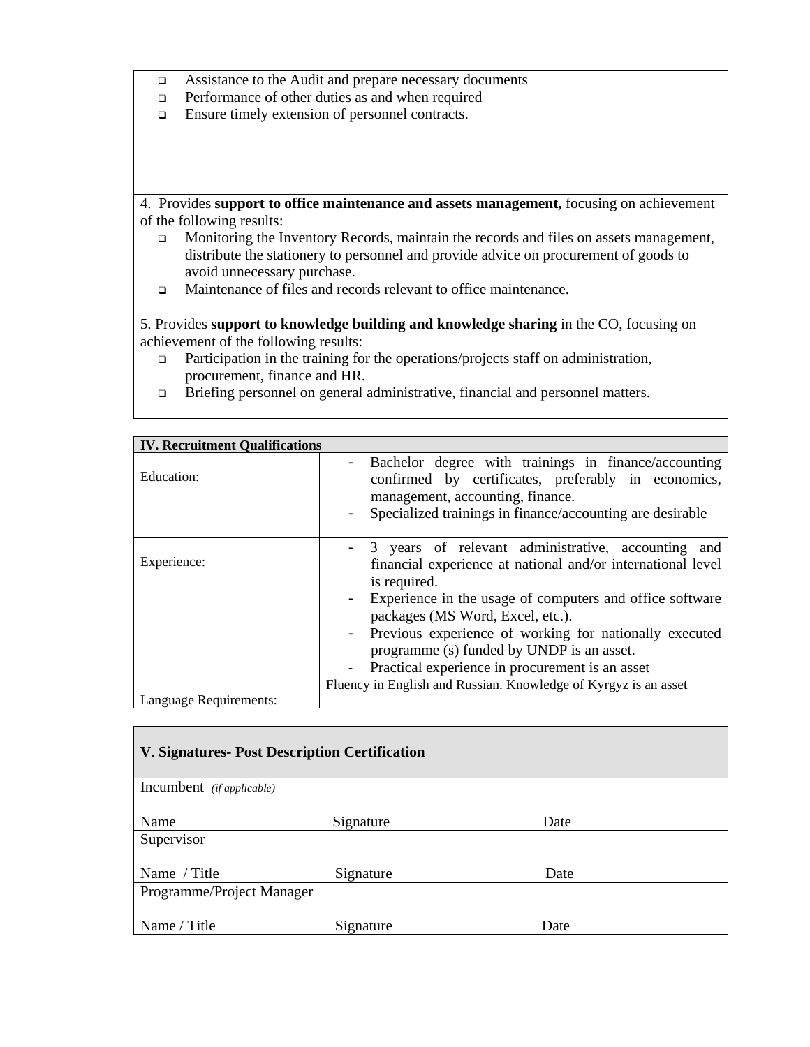- Assistance to the Audit and prepare necessary documents
- Performance of other duties as and when required
- Ensure timely extension of personnel contracts.

4. Provides **support to office maintenance and assets management,** focusing on achievement of the following results:

- Monitoring the Inventory Records, maintain the records and files on assets management, distribute the stationery to personnel and provide advice on procurement of goods to avoid unnecessary purchase.
- Maintenance of files and records relevant to office maintenance.

5. Provides **support to knowledge building and knowledge sharing** in the CO, focusing on achievement of the following results:

- Participation in the training for the operations/projects staff on administration, procurement, finance and HR.
- Briefing personnel on general administrative, financial and personnel matters.

| **IV. Recruitment Qualifications** | |
|---|---|
| Education: | - Bachelor degree with trainings in finance/accounting confirmed by certificates, preferably in economics, management, accounting, finance.<br>- Specialized trainings in finance/accounting are desirable |
| Experience: | - 3 years of relevant administrative, accounting and financial experience at national and/or international level is required.<br>- Experience in the usage of computers and office software packages (MS Word, Excel, etc.).<br>- Previous experience of working for nationally executed programme (s) funded by UNDP is an asset.<br>- Practical experience in procurement is an asset |
| Language Requirements: | Fluency in English and Russian. Knowledge of Kyrgyz is an asset |

| **V. Signatures- Post Description Certification** | | |
|---|---|---|
| Incumbent *(if applicable)* | | |
| Name | Signature | Date |
| Supervisor | | |
| Name / Title | Signature | Date |
| Programme/Project Manager | | |
| Name / Title | Signature | Date |